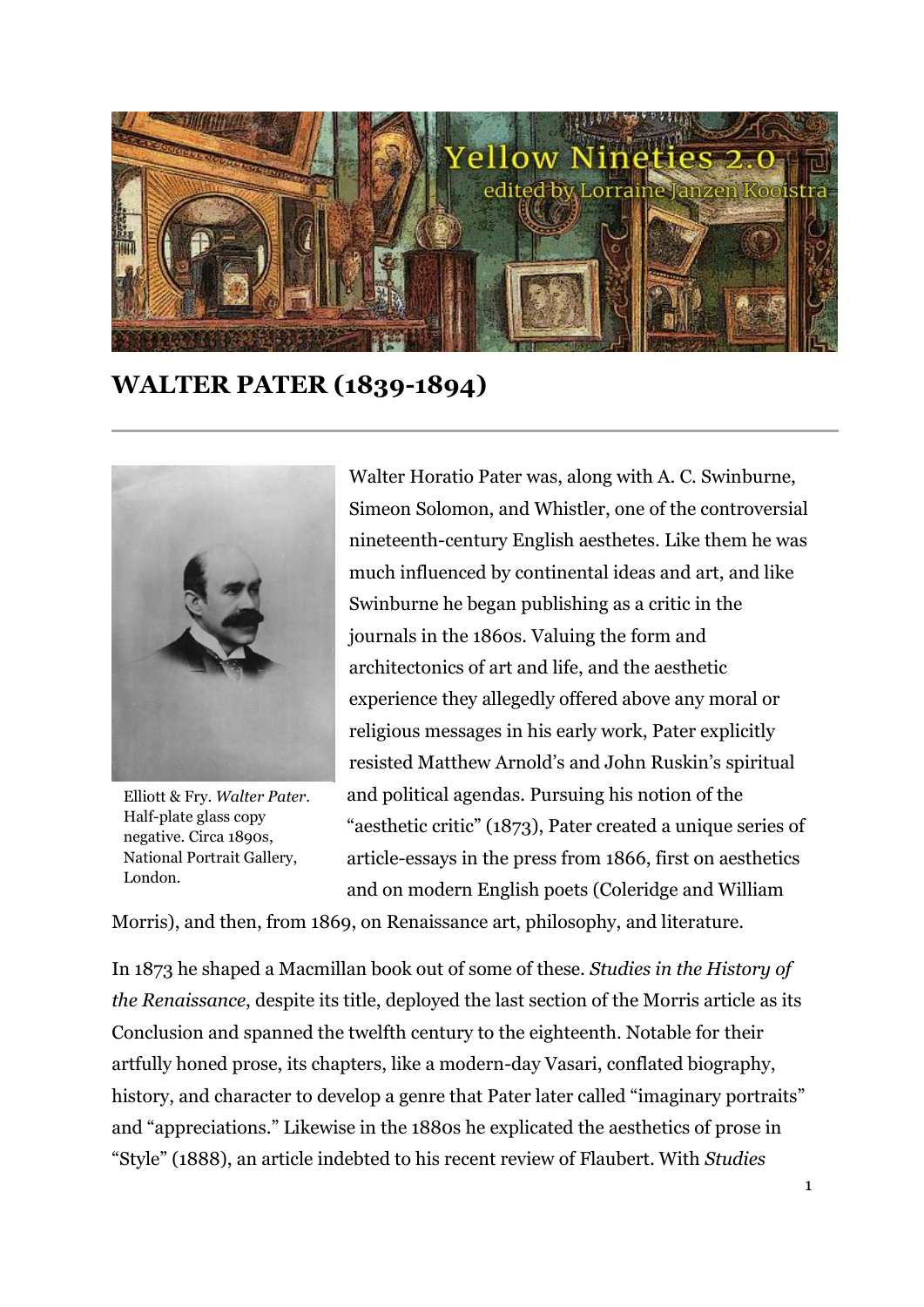# WALTER PATER (1839-1894)

Elliott & Fry. *Walter Pater*. Half-plate glass copy negative. Circa 1890s, National Portrait Gallery, London.

Walter Horatio Pater was, along with A. C. Swinburne, Simeon Solomon, and Whistler, one of the controversial nineteenth-century English aesthetes. Like them he was much influenced by continental ideas and art, and like Swinburne he began publishing as a critic in the journals in the 1860s. Valuing the form and architectonics of art and life, and the aesthetic experience they allegedly offered above any moral or religious messages in his early work, Pater explicitly resisted Matthew Arnold's and John Ruskin's spiritual and political agendas. Pursuing his notion of the "aesthetic critic" (1873), Pater created a unique series of article-essays in the press from 1866, first on aesthetics and on modern English poets (Coleridge and William Morris), and then, from 1869, on Renaissance art, philosophy, and literature.

In 1873 he shaped a Macmillan book out of some of these. *Studies in the History of the Renaissance*, despite its title, deployed the last section of the Morris article as its Conclusion and spanned the twelfth century to the eighteenth. Notable for their artfully honed prose, its chapters, like a modern-day Vasari, conflated biography, history, and character to develop a genre that Pater later called "imaginary portraits" and "appreciations." Likewise in the 1880s he explicated the aesthetics of prose in "Style" (1888), an article indebted to his recent review of Flaubert. With *Studies*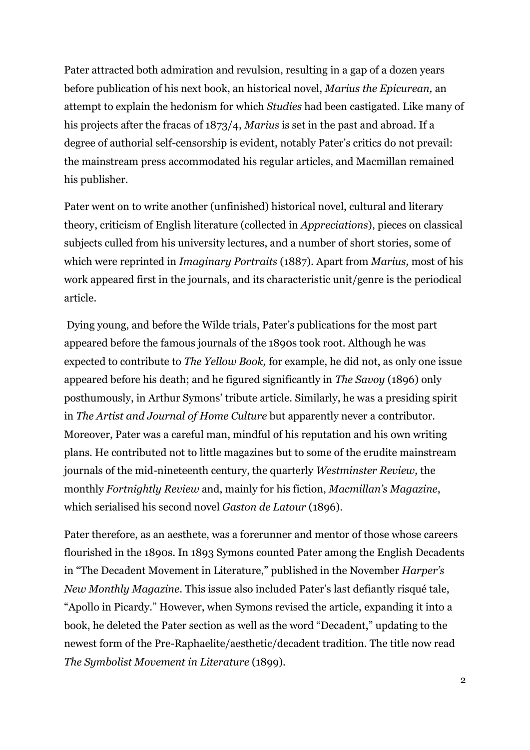Pater attracted both admiration and revulsion, resulting in a gap of a dozen years before publication of his next book, an historical novel, *Marius the Epicurean,* an attempt to explain the hedonism for which *Studies* had been castigated. Like many of his projects after the fracas of 1873/4, *Marius* is set in the past and abroad. If a degree of authorial self-censorship is evident, notably Pater's critics do not prevail: the mainstream press accommodated his regular articles, and Macmillan remained his publisher.

Pater went on to write another (unfinished) historical novel, cultural and literary theory, criticism of English literature (collected in *Appreciations*), pieces on classical subjects culled from his university lectures, and a number of short stories, some of which were reprinted in *Imaginary Portraits* (1887). Apart from *Marius,* most of his work appeared first in the journals, and its characteristic unit/genre is the periodical article.

Dying young, and before the Wilde trials, Pater's publications for the most part appeared before the famous journals of the 1890s took root. Although he was expected to contribute to *The Yellow Book,* for example, he did not, as only one issue appeared before his death; and he figured significantly in *The Savoy* (1896) only posthumously, in Arthur Symons' tribute article. Similarly, he was a presiding spirit in *The Artist and Journal of Home Culture* but apparently never a contributor. Moreover, Pater was a careful man, mindful of his reputation and his own writing plans. He contributed not to little magazines but to some of the erudite mainstream journals of the mid-nineteenth century, the quarterly *Westminster Review,* the monthly *Fortnightly Review* and, mainly for his fiction, *Macmillan's Magazine*, which serialised his second novel *Gaston de Latour* (1896).

Pater therefore, as an aesthete, was a forerunner and mentor of those whose careers flourished in the 1890s. In 1893 Symons counted Pater among the English Decadents in "The Decadent Movement in Literature," published in the November *Harper's New Monthly Magazine*. This issue also included Pater's last defiantly risqué tale, "Apollo in Picardy." However, when Symons revised the article, expanding it into a book, he deleted the Pater section as well as the word "Decadent," updating to the newest form of the Pre-Raphaelite/aesthetic/decadent tradition. The title now read *The Symbolist Movement in Literature* (1899).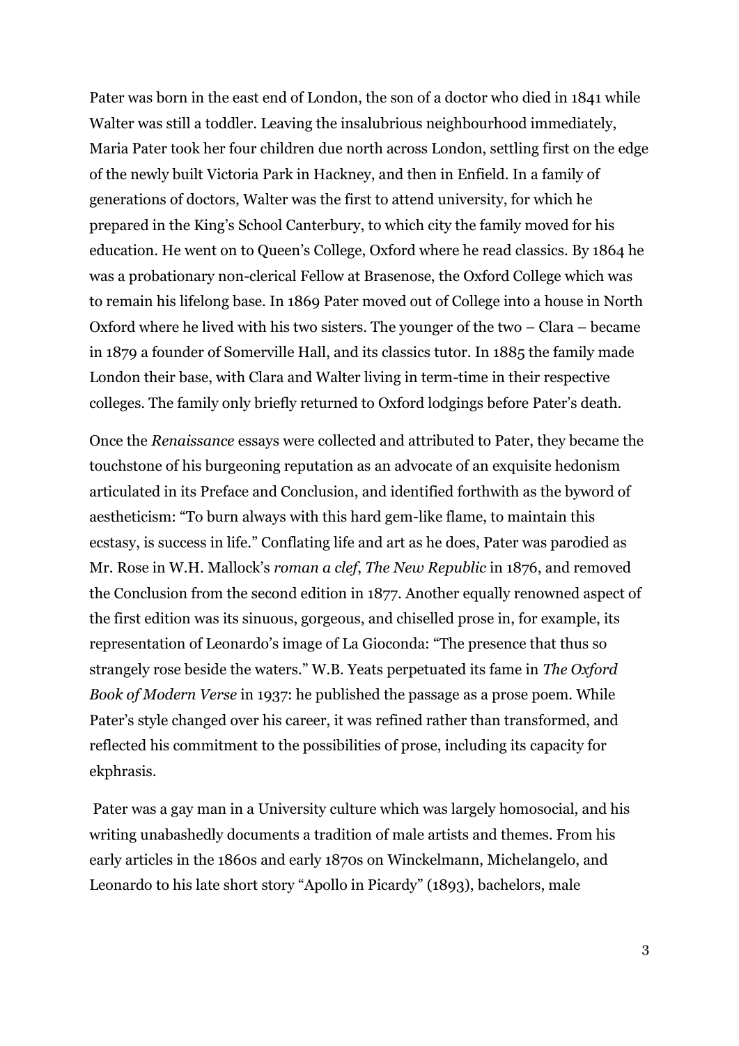Pater was born in the east end of London, the son of a doctor who died in 1841 while Walter was still a toddler. Leaving the insalubrious neighbourhood immediately, Maria Pater took her four children due north across London, settling first on the edge of the newly built Victoria Park in Hackney, and then in Enfield. In a family of generations of doctors, Walter was the first to attend university, for which he prepared in the King's School Canterbury, to which city the family moved for his education. He went on to Queen's College, Oxford where he read classics. By 1864 he was a probationary non-clerical Fellow at Brasenose, the Oxford College which was to remain his lifelong base. In 1869 Pater moved out of College into a house in North Oxford where he lived with his two sisters. The younger of the two – Clara – became in 1879 a founder of Somerville Hall, and its classics tutor. In 1885 the family made London their base, with Clara and Walter living in term-time in their respective colleges. The family only briefly returned to Oxford lodgings before Pater's death.

Once the *Renaissance* essays were collected and attributed to Pater, they became the touchstone of his burgeoning reputation as an advocate of an exquisite hedonism articulated in its Preface and Conclusion, and identified forthwith as the byword of aestheticism: "To burn always with this hard gem-like flame, to maintain this ecstasy, is success in life." Conflating life and art as he does, Pater was parodied as Mr. Rose in W.H. Mallock's *roman a clef*, *The New Republic* in 1876, and removed the Conclusion from the second edition in 1877. Another equally renowned aspect of the first edition was its sinuous, gorgeous, and chiselled prose in, for example, its representation of Leonardo's image of La Gioconda: "The presence that thus so strangely rose beside the waters." W.B. Yeats perpetuated its fame in *The Oxford Book of Modern Verse* in 1937: he published the passage as a prose poem. While Pater's style changed over his career, it was refined rather than transformed, and reflected his commitment to the possibilities of prose, including its capacity for ekphrasis.

Pater was a gay man in a University culture which was largely homosocial, and his writing unabashedly documents a tradition of male artists and themes. From his early articles in the 1860s and early 1870s on Winckelmann, Michelangelo, and Leonardo to his late short story "Apollo in Picardy" (1893), bachelors, male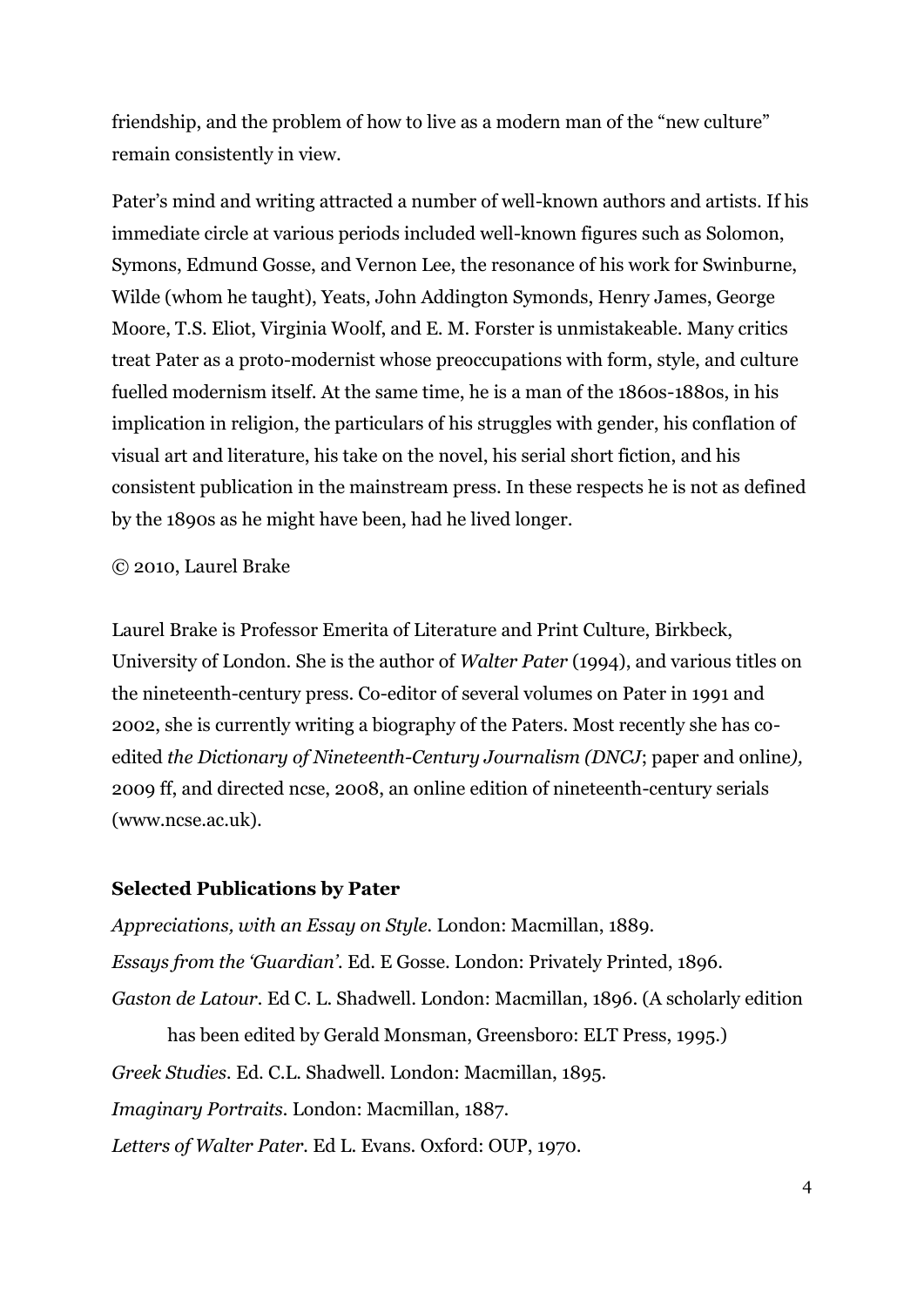friendship, and the problem of how to live as a modern man of the "new culture" remain consistently in view.

Pater's mind and writing attracted a number of well-known authors and artists. If his immediate circle at various periods included well-known figures such as Solomon, Symons, Edmund Gosse, and Vernon Lee, the resonance of his work for Swinburne, Wilde (whom he taught), Yeats, John Addington Symonds, Henry James, George Moore, T.S. Eliot, Virginia Woolf, and E. M. Forster is unmistakeable. Many critics treat Pater as a proto-modernist whose preoccupations with form, style, and culture fuelled modernism itself. At the same time, he is a man of the 1860s-1880s, in his implication in religion, the particulars of his struggles with gender, his conflation of visual art and literature, his take on the novel, his serial short fiction, and his consistent publication in the mainstream press. In these respects he is not as defined by the 1890s as he might have been, had he lived longer.

© 2010, Laurel Brake

Laurel Brake is Professor Emerita of Literature and Print Culture, Birkbeck, University of London. She is the author of *Walter Pater* (1994), and various titles on the nineteenth-century press. Co-editor of several volumes on Pater in 1991 and 2002, she is currently writing a biography of the Paters. Most recently she has co-edited *the Dictionary of Nineteenth-Century Journalism (DNCJ*; paper and online*)*, 2009 ff, and directed ncse, 2008, an online edition of nineteenth-century serials (www.ncse.ac.uk).

**Selected Publications by Pater**

*Appreciations, with an Essay on Style*. London: Macmillan, 1889.

*Essays from the 'Guardian'*. Ed. E Gosse. London: Privately Printed, 1896.

*Gaston de Latour*. Ed C. L. Shadwell. London: Macmillan, 1896. (A scholarly edition has been edited by Gerald Monsman, Greensboro: ELT Press, 1995.)

*Greek Studies*. Ed. C.L. Shadwell. London: Macmillan, 1895.

*Imaginary Portraits*. London: Macmillan, 1887.

*Letters of Walter Pater*. Ed L. Evans. Oxford: OUP, 1970.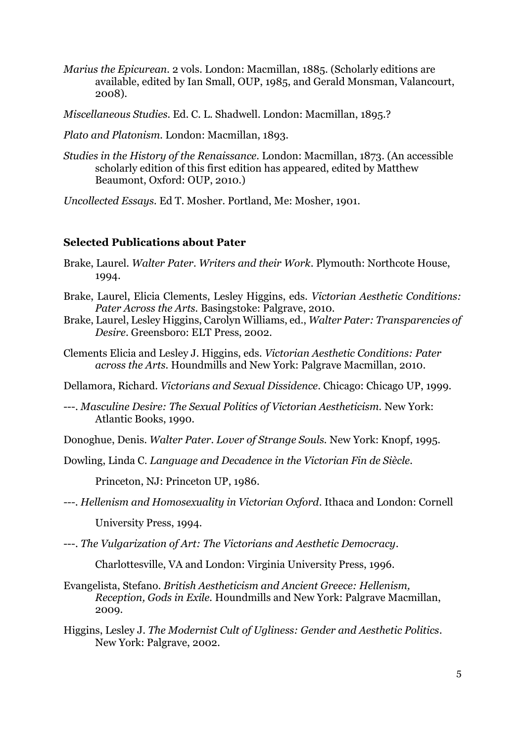*Marius the Epicurean*. 2 vols. London: Macmillan, 1885. (Scholarly editions are available, edited by Ian Small, OUP, 1985, and Gerald Monsman, Valancourt, 2008).

*Miscellaneous Studies*. Ed. C. L. Shadwell. London: Macmillan, 1895.?

*Plato and Platonism*. London: Macmillan, 1893.

*Studies in the History of the Renaissance*. London: Macmillan, 1873. (An accessible scholarly edition of this first edition has appeared, edited by Matthew Beaumont, Oxford: OUP, 2010.)

*Uncollected Essays*. Ed T. Mosher. Portland, Me: Mosher, 1901.

**Selected Publications about Pater**

Brake, Laurel. *Walter Pater. Writers and their Work*. Plymouth: Northcote House, 1994.

Brake, Laurel, Elicia Clements, Lesley Higgins, eds. *Victorian Aesthetic Conditions: Pater Across the Arts*. Basingstoke: Palgrave, 2010.

Brake, Laurel, Lesley Higgins, Carolyn Williams, ed., *Walter Pater: Transparencies of Desire*. Greensboro: ELT Press, 2002.

Clements Elicia and Lesley J. Higgins, eds. *Victorian Aesthetic Conditions: Pater across the Arts*. Houndmills and New York: Palgrave Macmillan, 2010.

Dellamora, Richard. *Victorians and Sexual Dissidence*. Chicago: Chicago UP, 1999.

---. *Masculine Desire: The Sexual Politics of Victorian Aestheticism*. New York: Atlantic Books, 1990.

Donoghue, Denis. *Walter Pater. Lover of Strange Souls*. New York: Knopf, 1995.

Dowling, Linda C. *Language and Decadence in the Victorian Fin de Siècle*. Princeton, NJ: Princeton UP, 1986.

---. *Hellenism and Homosexuality in Victorian Oxford*. Ithaca and London: Cornell University Press, 1994.

---. *The Vulgarization of Art: The Victorians and Aesthetic Democracy*. Charlottesville, VA and London: Virginia University Press, 1996.

Evangelista, Stefano. *British Aestheticism and Ancient Greece: Hellenism, Reception, Gods in Exile*. Houndmills and New York: Palgrave Macmillan, 2009.

Higgins, Lesley J. *The Modernist Cult of Ugliness: Gender and Aesthetic Politics*. New York: Palgrave, 2002.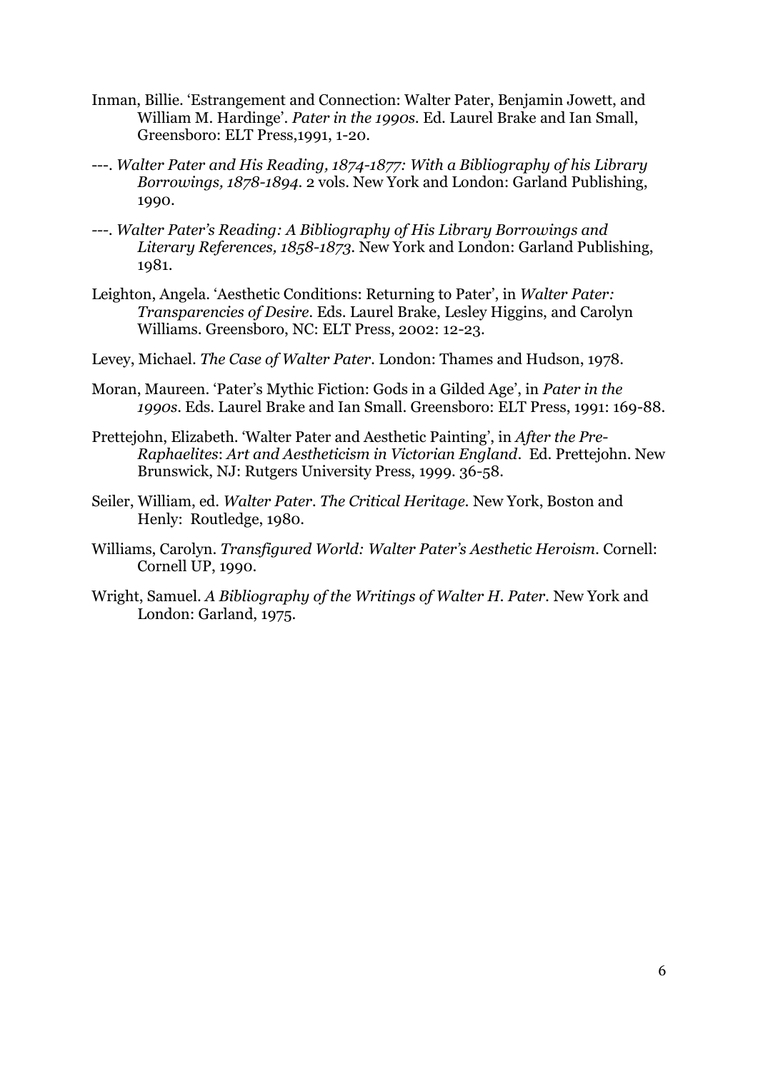Inman, Billie. 'Estrangement and Connection: Walter Pater, Benjamin Jowett, and William M. Hardinge'. *Pater in the 1990s*. Ed. Laurel Brake and Ian Small, Greensboro: ELT Press,1991, 1-20.

---. *Walter Pater and His Reading, 1874-1877: With a Bibliography of his Library Borrowings, 1878-1894*. 2 vols. New York and London: Garland Publishing, 1990.

---. *Walter Pater's Reading: A Bibliography of His Library Borrowings and Literary References, 1858-1873*. New York and London: Garland Publishing, 1981.

Leighton, Angela. 'Aesthetic Conditions: Returning to Pater', in *Walter Pater: Transparencies of Desire*. Eds. Laurel Brake, Lesley Higgins, and Carolyn Williams. Greensboro, NC: ELT Press, 2002: 12-23.

Levey, Michael. *The Case of Walter Pater*. London: Thames and Hudson, 1978.

Moran, Maureen. 'Pater's Mythic Fiction: Gods in a Gilded Age', in *Pater in the 1990s*. Eds. Laurel Brake and Ian Small. Greensboro: ELT Press, 1991: 169-88.

Prettejohn, Elizabeth. 'Walter Pater and Aesthetic Painting', in *After the Pre-Raphaelites*: *Art and Aestheticism in Victorian England*. Ed. Prettejohn. New Brunswick, NJ: Rutgers University Press, 1999. 36-58.

Seiler, William, ed. *Walter Pater*. *The Critical Heritage*. New York, Boston and Henly: Routledge, 1980.

Williams, Carolyn. *Transfigured World: Walter Pater's Aesthetic Heroism*. Cornell: Cornell UP, 1990.

Wright, Samuel. *A Bibliography of the Writings of Walter H. Pater*. New York and London: Garland, 1975.